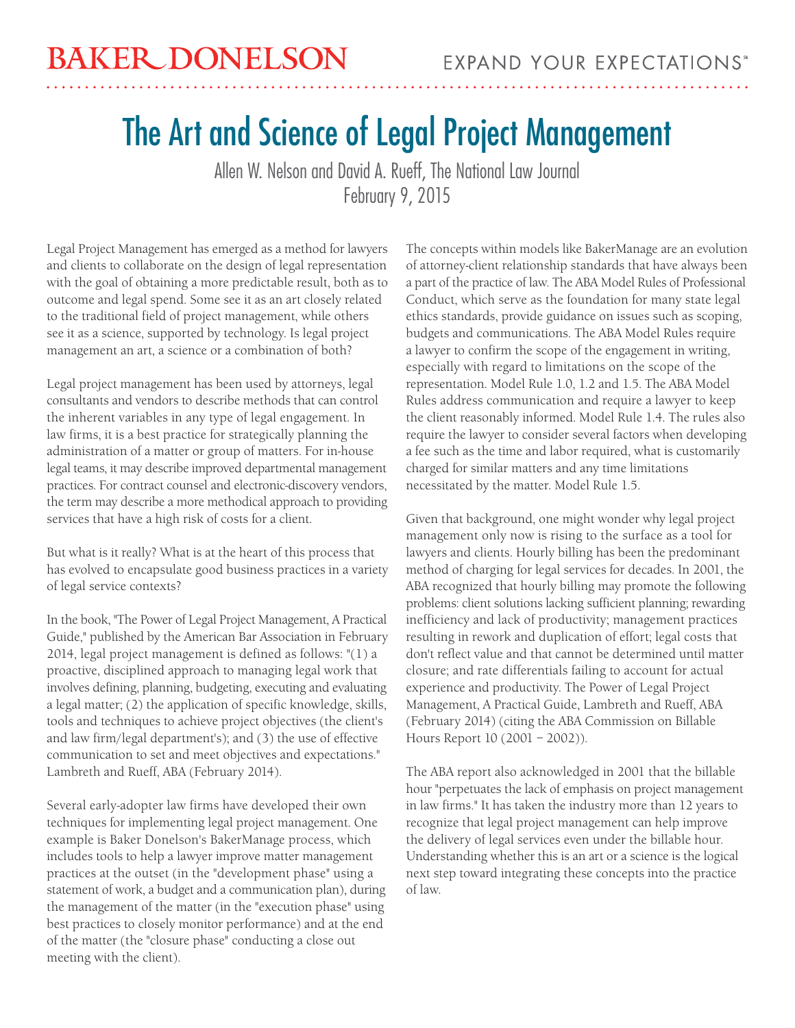BAKER DONELSON

EXPAND YOUR EXPECTATIONS℠

# The Art and Science of Legal Project Management

Allen W. Nelson and David A. Rueff, The National Law Journal
February 9, 2015

Legal Project Management has emerged as a method for lawyers and clients to collaborate on the design of legal representation with the goal of obtaining a more predictable result, both as to outcome and legal spend. Some see it as an art closely related to the traditional field of project management, while others see it as a science, supported by technology. Is legal project management an art, a science or a combination of both?

Legal project management has been used by attorneys, legal consultants and vendors to describe methods that can control the inherent variables in any type of legal engagement. In law firms, it is a best practice for strategically planning the administration of a matter or group of matters. For in-house legal teams, it may describe improved departmental management practices. For contract counsel and electronic-discovery vendors, the term may describe a more methodical approach to providing services that have a high risk of costs for a client.

But what is it really? What is at the heart of this process that has evolved to encapsulate good business practices in a variety of legal service contexts?

In the book, "The Power of Legal Project Management, A Practical Guide," published by the American Bar Association in February 2014, legal project management is defined as follows: "(1) a proactive, disciplined approach to managing legal work that involves defining, planning, budgeting, executing and evaluating a legal matter; (2) the application of specific knowledge, skills, tools and techniques to achieve project objectives (the client's and law firm/legal department's); and (3) the use of effective communication to set and meet objectives and expectations." Lambreth and Rueff, ABA (February 2014).

Several early-adopter law firms have developed their own techniques for implementing legal project management. One example is Baker Donelson's BakerManage process, which includes tools to help a lawyer improve matter management practices at the outset (in the "development phase" using a statement of work, a budget and a communication plan), during the management of the matter (in the "execution phase" using best practices to closely monitor performance) and at the end of the matter (the "closure phase" conducting a close out meeting with the client).

The concepts within models like BakerManage are an evolution of attorney-client relationship standards that have always been a part of the practice of law. The ABA Model Rules of Professional Conduct, which serve as the foundation for many state legal ethics standards, provide guidance on issues such as scoping, budgets and communications. The ABA Model Rules require a lawyer to confirm the scope of the engagement in writing, especially with regard to limitations on the scope of the representation. Model Rule 1.0, 1.2 and 1.5. The ABA Model Rules address communication and require a lawyer to keep the client reasonably informed. Model Rule 1.4. The rules also require the lawyer to consider several factors when developing a fee such as the time and labor required, what is customarily charged for similar matters and any time limitations necessitated by the matter. Model Rule 1.5.

Given that background, one might wonder why legal project management only now is rising to the surface as a tool for lawyers and clients. Hourly billing has been the predominant method of charging for legal services for decades. In 2001, the ABA recognized that hourly billing may promote the following problems: client solutions lacking sufficient planning; rewarding inefficiency and lack of productivity; management practices resulting in rework and duplication of effort; legal costs that don't reflect value and that cannot be determined until matter closure; and rate differentials failing to account for actual experience and productivity. The Power of Legal Project Management, A Practical Guide, Lambreth and Rueff, ABA (February 2014) (citing the ABA Commission on Billable Hours Report 10 (2001 – 2002)).

The ABA report also acknowledged in 2001 that the billable hour "perpetuates the lack of emphasis on project management in law firms." It has taken the industry more than 12 years to recognize that legal project management can help improve the delivery of legal services even under the billable hour. Understanding whether this is an art or a science is the logical next step toward integrating these concepts into the practice of law.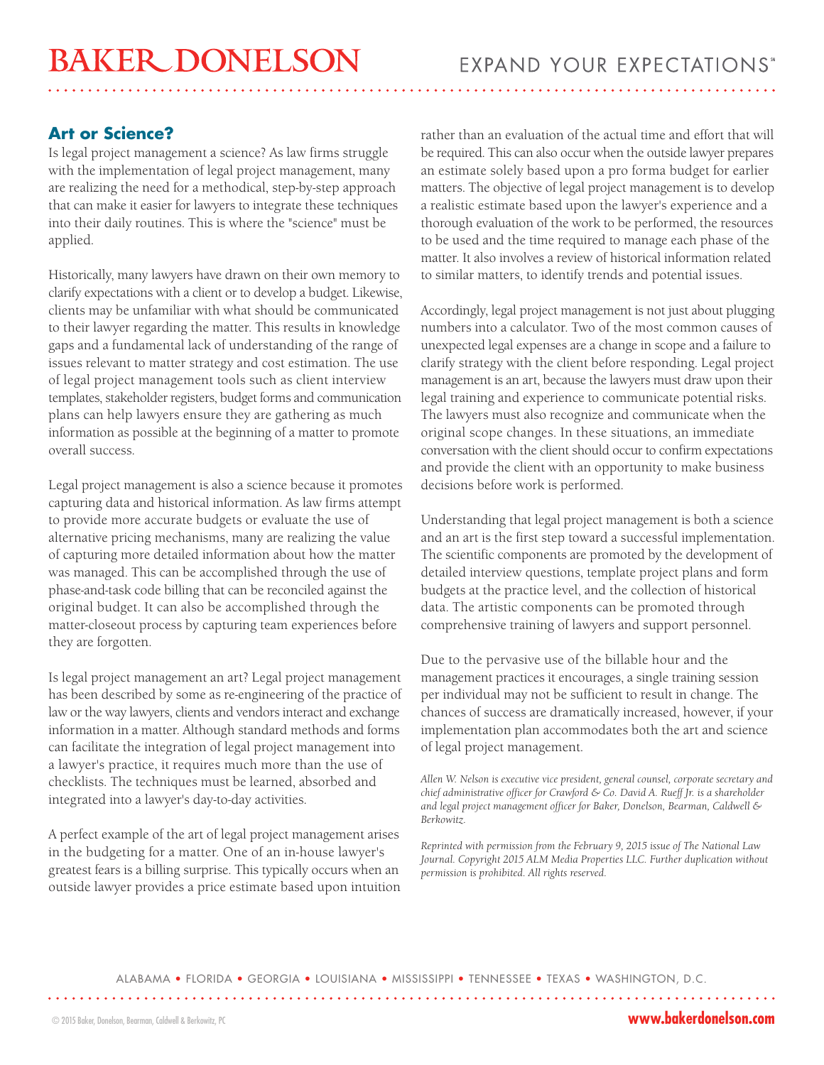## Art or Science?

Is legal project management a science? As law firms struggle with the implementation of legal project management, many are realizing the need for a methodical, step-by-step approach that can make it easier for lawyers to integrate these techniques into their daily routines. This is where the "science" must be applied.

Historically, many lawyers have drawn on their own memory to clarify expectations with a client or to develop a budget. Likewise, clients may be unfamiliar with what should be communicated to their lawyer regarding the matter. This results in knowledge gaps and a fundamental lack of understanding of the range of issues relevant to matter strategy and cost estimation. The use of legal project management tools such as client interview templates, stakeholder registers, budget forms and communication plans can help lawyers ensure they are gathering as much information as possible at the beginning of a matter to promote overall success.

Legal project management is also a science because it promotes capturing data and historical information. As law firms attempt to provide more accurate budgets or evaluate the use of alternative pricing mechanisms, many are realizing the value of capturing more detailed information about how the matter was managed. This can be accomplished through the use of phase-and-task code billing that can be reconciled against the original budget. It can also be accomplished through the matter-closeout process by capturing team experiences before they are forgotten.

Is legal project management an art? Legal project management has been described by some as re-engineering of the practice of law or the way lawyers, clients and vendors interact and exchange information in a matter. Although standard methods and forms can facilitate the integration of legal project management into a lawyer's practice, it requires much more than the use of checklists. The techniques must be learned, absorbed and integrated into a lawyer's day-to-day activities.

A perfect example of the art of legal project management arises in the budgeting for a matter. One of an in-house lawyer's greatest fears is a billing surprise. This typically occurs when an outside lawyer provides a price estimate based upon intuition rather than an evaluation of the actual time and effort that will be required. This can also occur when the outside lawyer prepares an estimate solely based upon a pro forma budget for earlier matters. The objective of legal project management is to develop a realistic estimate based upon the lawyer's experience and a thorough evaluation of the work to be performed, the resources to be used and the time required to manage each phase of the matter. It also involves a review of historical information related to similar matters, to identify trends and potential issues.

Accordingly, legal project management is not just about plugging numbers into a calculator. Two of the most common causes of unexpected legal expenses are a change in scope and a failure to clarify strategy with the client before responding. Legal project management is an art, because the lawyers must draw upon their legal training and experience to communicate potential risks. The lawyers must also recognize and communicate when the original scope changes. In these situations, an immediate conversation with the client should occur to confirm expectations and provide the client with an opportunity to make business decisions before work is performed.

Understanding that legal project management is both a science and an art is the first step toward a successful implementation. The scientific components are promoted by the development of detailed interview questions, template project plans and form budgets at the practice level, and the collection of historical data. The artistic components can be promoted through comprehensive training of lawyers and support personnel.

Due to the pervasive use of the billable hour and the management practices it encourages, a single training session per individual may not be sufficient to result in change. The chances of success are dramatically increased, however, if your implementation plan accommodates both the art and science of legal project management.

*Allen W. Nelson is executive vice president, general counsel, corporate secretary and chief administrative officer for Crawford & Co. David A. Rueff Jr. is a shareholder and legal project management officer for Baker, Donelson, Bearman, Caldwell & Berkowitz.*

*Reprinted with permission from the February 9, 2015 issue of The National Law Journal. Copyright 2015 ALM Media Properties LLC. Further duplication without permission is prohibited. All rights reserved.*